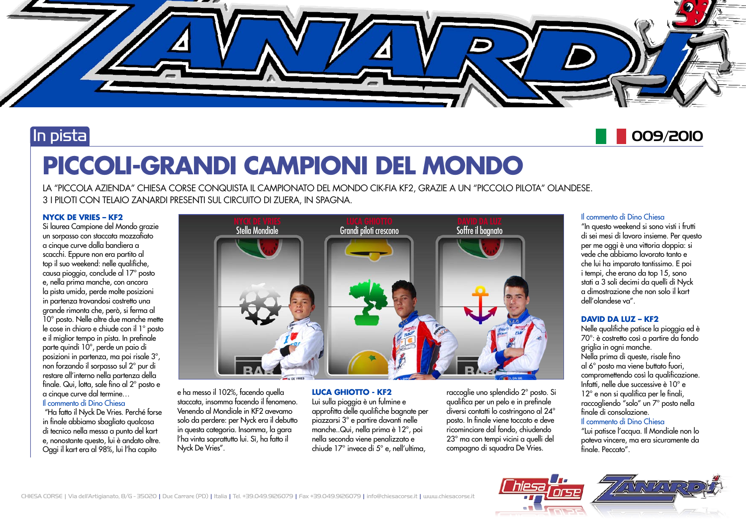In pista

009/2010

# PICCOLI-GRANDI CAMPIONI DEL MONDO

LA "PICCOLA AZIENDA" CHIESA CORSE CONQUISTA IL CAMPIONATO DEL MONDO CIK-FIA KF2, GRAZIE A UN "PICCOLO PILOTA" OLANDESE.
3 I PILOTI CON TELAIO ZANARDI PRESENTI SUL CIRCUITO DI ZUERA, IN SPAGNA.

### NYCK DE VRIES – KF2

Si laurea Campione del Mondo grazie un sorpasso con staccata mozzafiato a cinque curve dalla bandiera a scacchi. Eppure non era partito al top il suo weekend: nelle qualifiche, causa pioggia, conclude al 17° posto e, nella prima manche, con ancora la pista umida, perde molte posizioni in partenza trovandosi costretto una grande rimonta che, però, si ferma al 10° posto. Nelle altre due manche mette le cose in chiaro e chiude con il 1° posto e il miglior tempo in pista. In prefinale parte quindi 10°, perde un paio di posizioni in partenza, ma poi risale 3°, non forzando il sorpasso sul 2° pur di restare all'interno nella partenza della finale. Qui, lotta, sale fino al 2° posto e a cinque curve dal termine…

Il commento di Dino Chiesa

"Ha fatto il Nyck De Vries. Perché forse in finale abbiamo sbagliato qualcosa di tecnico nella messa a punto del kart e, nonostante questo, lui è andato oltre. Oggi il kart era al 98%, lui l'ha capito e ha messo il 102%, facendo quella staccata, insomma facendo il fenomeno. Venendo al Mondiale in KF2 avevamo solo da perdere: per Nyck era il debutto in questa categoria. Insomma, la gara l'ha vinta soprattutto lui. Sì, ha fatto il Nyck De Vries".

NYCK DE VRIES – Stella Mondiale

LUCA GHIOTTO – Grandi piloti crescono

DAVID DA LUZ – Soffre il bagnato

### LUCA GHIOTTO - KF2

Lui sulla pioggia è un fulmine e approfitta delle qualifiche bagnate per piazzarsi 3° e partire davanti nelle manche..Qui, nella prima è 12°, poi nella seconda viene penalizzato e chiude 17° invece di 5° e, nell'ultima, raccoglie uno splendido 2° posto. Si qualifica per un pelo e in prefinale diversi contatti lo costringono al 24° posto. In finale viene toccato e deve ricominciare dal fondo, chiudendo 23° ma con tempi vicini a quelli del compagno di squadra De Vries.

Il commento di Dino Chiesa

"In questo weekend si sono visti i frutti di sei mesi di lavoro insieme. Per questo per me oggi è una vittoria doppia: si vede che abbiamo lavorato tanto e che lui ha imparato tantissimo. E poi i tempi, che erano da top 15, sono stati a 3 soli decimi da quelli di Nyck a dimostrazione che non solo il kart dell'olandese va".

### DAVID DA LUZ – KF2

Nelle qualifiche patisce la pioggia ed è 70°: è costretto così a partire da fondo griglia in ogni manche.
Nella prima di queste, risale fino al 6° posto ma viene buttato fuori, compromettendo così la qualificazione. Infatti, nelle due successive è 10° e 12° e non si qualifica per le finali, raccogliendo "solo" un 7° posto nella finale di consolazione.

Il commento di Dino Chiesa

"Lui patisce l'acqua. Il Mondiale non lo poteva vincere, ma era sicuramente da finale. Peccato".

CHIESA CORSE | Via dell'Artigianato, 8/G - 35020 | Due Carrare (PD) | Italia | Tel. +39.049.9126079 | Fax +39.049.9126079 | info@chiesacorse.it | www.chiesacorse.it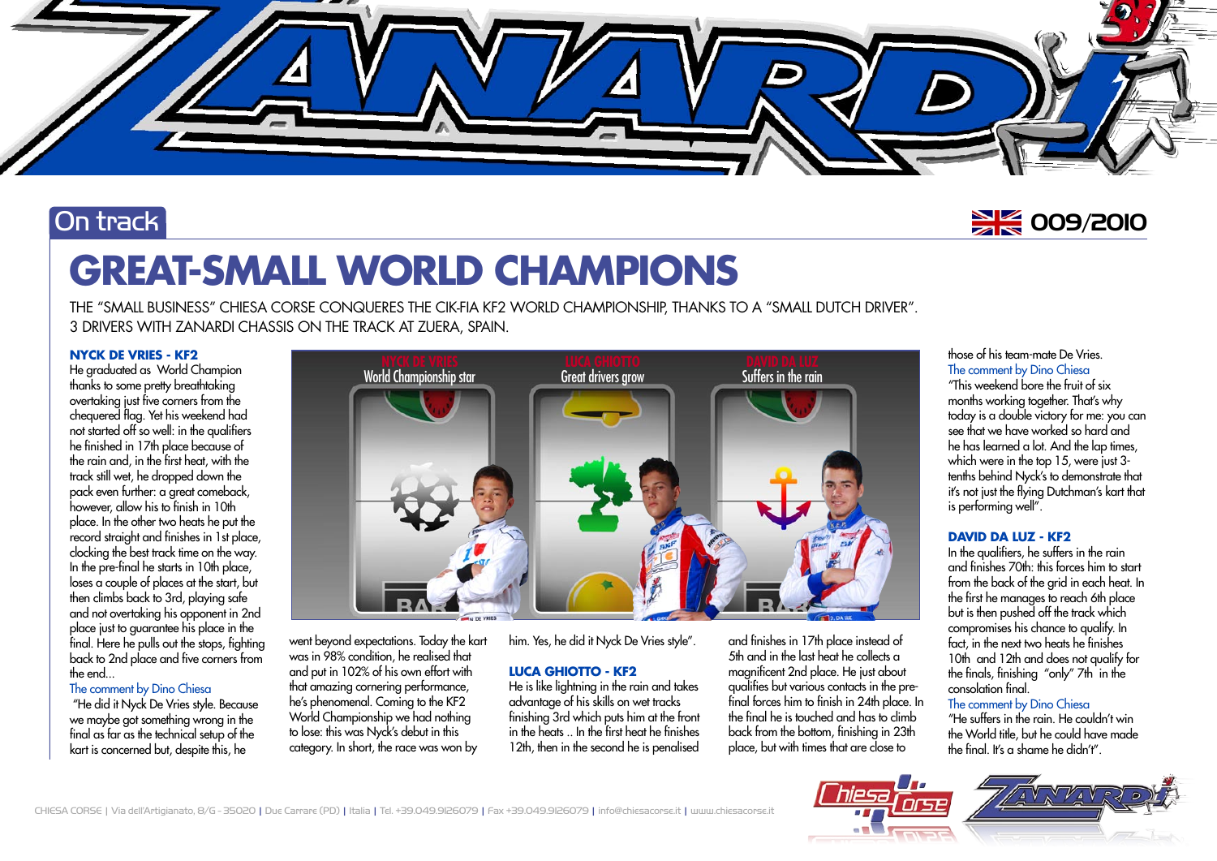On track

009/2010

# GREAT-SMALL WORLD CHAMPIONS

THE "SMALL BUSINESS" CHIESA CORSE CONQUERES THE CIK-FIA KF2 WORLD CHAMPIONSHIP, THANKS TO A "SMALL DUTCH DRIVER".
3 DRIVERS WITH ZANARDI CHASSIS ON THE TRACK AT ZUERA, SPAIN.

NYCK DE VRIES — World Championship star

LUCA GHIOTTO — Great drivers grow

DAVID DA LUZ — Suffers in the rain

### NYCK DE VRIES - KF2

He graduated as World Champion thanks to some pretty breathtaking overtaking just five corners from the chequered flag. Yet his weekend had not started off so well: in the qualifiers he finished in 17th place because of the rain and, in the first heat, with the track still wet, he dropped down the pack even further: a great comeback, however, allow his to finish in 10th place. In the other two heats he put the record straight and finishes in 1st place, clocking the best track time on the way. In the pre-final he starts in 10th place, loses a couple of places at the start, but then climbs back to 3rd, playing safe and not overtaking his opponent in 2nd place just to guarantee his place in the final. Here he pulls out the stops, fighting back to 2nd place and five corners from the end...

The comment by Dino Chiesa

"He did it Nyck De Vries style. Because we maybe got something wrong in the final as far as the technical setup of the kart is concerned but, despite this, he went beyond expectations. Today the kart was in 98% condition, he realised that and put in 102% of his own effort with that amazing cornering performance, he's phenomenal. Coming to the KF2 World Championship we had nothing to lose: this was Nyck's debut in this category. In short, the race was won by him. Yes, he did it Nyck De Vries style".

### LUCA GHIOTTO - KF2

He is like lightning in the rain and takes advantage of his skills on wet tracks finishing 3rd which puts him at the front in the heats .. In the first heat he finishes 12th, then in the second he is penalised and finishes in 17th place instead of 5th and in the last heat he collects a magnificent 2nd place. He just about qualifies but various contacts in the pre-final forces him to finish in 24th place. In the final he is touched and has to climb back from the bottom, finishing in 23th place, but with times that are close to those of his team-mate De Vries.

The comment by Dino Chiesa

"This weekend bore the fruit of six months working together. That's why today is a double victory for me: you can see that we have worked so hard and he has learned a lot. And the lap times, which were in the top 15, were just 3-tenths behind Nyck's to demonstrate that it's not just the flying Dutchman's kart that is performing well".

### DAVID DA LUZ - KF2

In the qualifiers, he suffers in the rain and finishes 70th: this forces him to start from the back of the grid in each heat. In the first he manages to reach 6th place but is then pushed off the track which compromises his chance to qualify. In fact, in the next two heats he finishes 10th and 12th and does not qualify for the finals, finishing "only" 7th in the consolation final.

The comment by Dino Chiesa

"He suffers in the rain. He couldn't win the World title, but he could have made the final. It's a shame he didn't".

CHIESA CORSE | Via dell'Artigianato, 8/G - 35020 | Due Carrare (PD) | Italia | Tel. +39.049.9126079 | Fax +39.049.9126079 | info@chiesacorse.it | www.chiesacorse.it